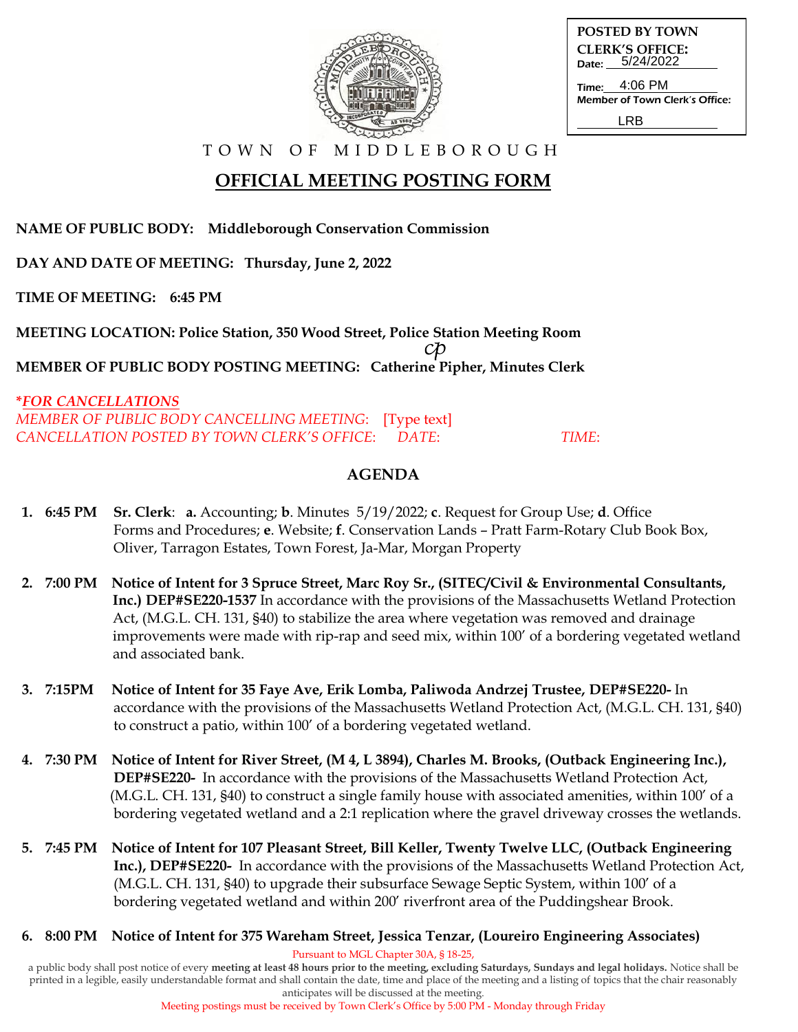POSTED BY TOWN CLERK'S OFFICE:
Date: 5/24/2022
Time: 4:06 PM
Member of Town Clerk's Office: LRB

TOWN OF MIDDLEBOROUGH

# OFFICIAL MEETING POSTING FORM

**NAME OF PUBLIC BODY: Middleborough Conservation Commission**

**DAY AND DATE OF MEETING: Thursday, June 2, 2022**

**TIME OF MEETING: 6:45 PM**

**MEETING LOCATION: Police Station, 350 Wood Street, Police Station Meeting Room**

**MEMBER OF PUBLIC BODY POSTING MEETING: Catherine Pipher, Minutes Clerk** cp

***FOR CANCELLATIONS***
*MEMBER OF PUBLIC BODY CANCELLING MEETING:* [Type text]
*CANCELLATION POSTED BY TOWN CLERK'S OFFICE: DATE: TIME:*

## AGENDA

1. **6:45 PM Sr. Clerk**: **a.** Accounting; **b**. Minutes 5/19/2022; **c**. Request for Group Use; **d**. Office Forms and Procedures; **e**. Website; **f**. Conservation Lands – Pratt Farm-Rotary Club Book Box, Oliver, Tarragon Estates, Town Forest, Ja-Mar, Morgan Property

2. **7:00 PM Notice of Intent for 3 Spruce Street, Marc Roy Sr., (SITEC/Civil & Environmental Consultants, Inc.) DEP#SE220-1537** In accordance with the provisions of the Massachusetts Wetland Protection Act, (M.G.L. CH. 131, §40) to stabilize the area where vegetation was removed and drainage improvements were made with rip-rap and seed mix, within 100' of a bordering vegetated wetland and associated bank.

3. **7:15PM Notice of Intent for 35 Faye Ave, Erik Lomba, Paliwoda Andrzej Trustee, DEP#SE220-** In accordance with the provisions of the Massachusetts Wetland Protection Act, (M.G.L. CH. 131, §40) to construct a patio, within 100' of a bordering vegetated wetland.

4. **7:30 PM Notice of Intent for River Street, (M 4, L 3894), Charles M. Brooks, (Outback Engineering Inc.), DEP#SE220-** In accordance with the provisions of the Massachusetts Wetland Protection Act, (M.G.L. CH. 131, §40) to construct a single family house with associated amenities, within 100' of a bordering vegetated wetland and a 2:1 replication where the gravel driveway crosses the wetlands.

5. **7:45 PM Notice of Intent for 107 Pleasant Street, Bill Keller, Twenty Twelve LLC, (Outback Engineering Inc.), DEP#SE220-** In accordance with the provisions of the Massachusetts Wetland Protection Act, (M.G.L. CH. 131, §40) to upgrade their subsurface Sewage Septic System, within 100' of a bordering vegetated wetland and within 200' riverfront area of the Puddingshear Brook.

6. **8:00 PM Notice of Intent for 375 Wareham Street, Jessica Tenzar, (Loureiro Engineering Associates)**

Pursuant to MGL Chapter 30A, § 18-25,
a public body shall post notice of every **meeting at least 48 hours prior to the meeting, excluding Saturdays, Sundays and legal holidays.** Notice shall be printed in a legible, easily understandable format and shall contain the date, time and place of the meeting and a listing of topics that the chair reasonably anticipates will be discussed at the meeting.
Meeting postings must be received by Town Clerk's Office by 5:00 PM - Monday through Friday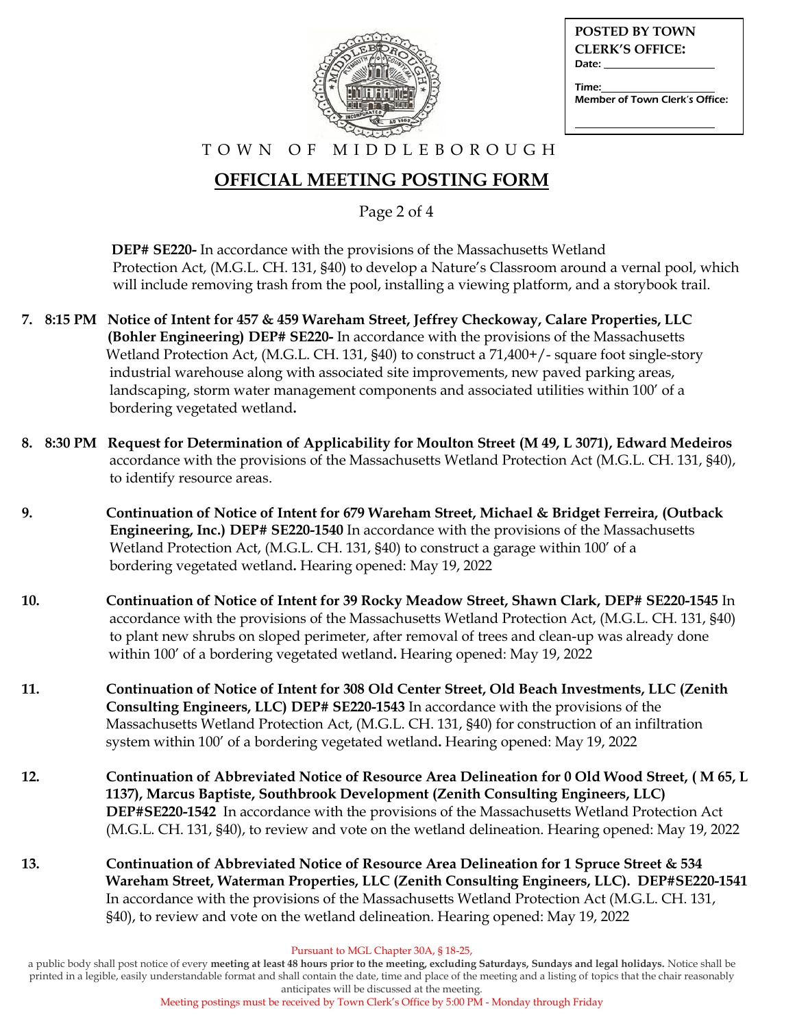**POSTED BY TOWN CLERK'S OFFICE:**
Date: ____________________

Time: ____________________
Member of Town Clerk's Office:

____________________

T O W N O F M I D D L E B O R O U G H

# OFFICIAL MEETING POSTING FORM

**DEP# SE220-** In accordance with the provisions of the Massachusetts Wetland Protection Act, (M.G.L. CH. 131, §40) to develop a Nature's Classroom around a vernal pool, which will include removing trash from the pool, installing a viewing platform, and a storybook trail.

7. **8:15 PM Notice of Intent for 457 & 459 Wareham Street, Jeffrey Checkoway, Calare Properties, LLC (Bohler Engineering) DEP# SE220-** In accordance with the provisions of the Massachusetts Wetland Protection Act, (M.G.L. CH. 131, §40) to construct a 71,400+/- square foot single-story industrial warehouse along with associated site improvements, new paved parking areas, landscaping, storm water management components and associated utilities within 100′ of a bordering vegetated wetland**.**

8. **8:30 PM Request for Determination of Applicability for Moulton Street (M 49, L 3071), Edward Medeiros** accordance with the provisions of the Massachusetts Wetland Protection Act (M.G.L. CH. 131, §40), to identify resource areas.

9. **Continuation of Notice of Intent for 679 Wareham Street, Michael & Bridget Ferreira, (Outback Engineering, Inc.) DEP# SE220-1540** In accordance with the provisions of the Massachusetts Wetland Protection Act, (M.G.L. CH. 131, §40) to construct a garage within 100′ of a bordering vegetated wetland**.** Hearing opened: May 19, 2022

10. **Continuation of Notice of Intent for 39 Rocky Meadow Street, Shawn Clark, DEP# SE220-1545** In accordance with the provisions of the Massachusetts Wetland Protection Act, (M.G.L. CH. 131, §40) to plant new shrubs on sloped perimeter, after removal of trees and clean-up was already done within 100′ of a bordering vegetated wetland**.** Hearing opened: May 19, 2022

11. **Continuation of Notice of Intent for 308 Old Center Street, Old Beach Investments, LLC (Zenith Consulting Engineers, LLC) DEP# SE220-1543** In accordance with the provisions of the Massachusetts Wetland Protection Act, (M.G.L. CH. 131, §40) for construction of an infiltration system within 100′ of a bordering vegetated wetland**.** Hearing opened: May 19, 2022

12. **Continuation of Abbreviated Notice of Resource Area Delineation for 0 Old Wood Street, ( M 65, L 1137), Marcus Baptiste, Southbrook Development (Zenith Consulting Engineers, LLC) DEP#SE220-1542** In accordance with the provisions of the Massachusetts Wetland Protection Act (M.G.L. CH. 131, §40), to review and vote on the wetland delineation. Hearing opened: May 19, 2022

13. **Continuation of Abbreviated Notice of Resource Area Delineation for 1 Spruce Street & 534 Wareham Street, Waterman Properties, LLC (Zenith Consulting Engineers, LLC). DEP#SE220-1541** In accordance with the provisions of the Massachusetts Wetland Protection Act (M.G.L. CH. 131, §40), to review and vote on the wetland delineation. Hearing opened: May 19, 2022

Pursuant to MGL Chapter 30A, § 18-25,
a public body shall post notice of every **meeting at least 48 hours prior to the meeting, excluding Saturdays, Sundays and legal holidays.** Notice shall be printed in a legible, easily understandable format and shall contain the date, time and place of the meeting and a listing of topics that the chair reasonably anticipates will be discussed at the meeting.
Meeting postings must be received by Town Clerk's Office by 5:00 PM - Monday through Friday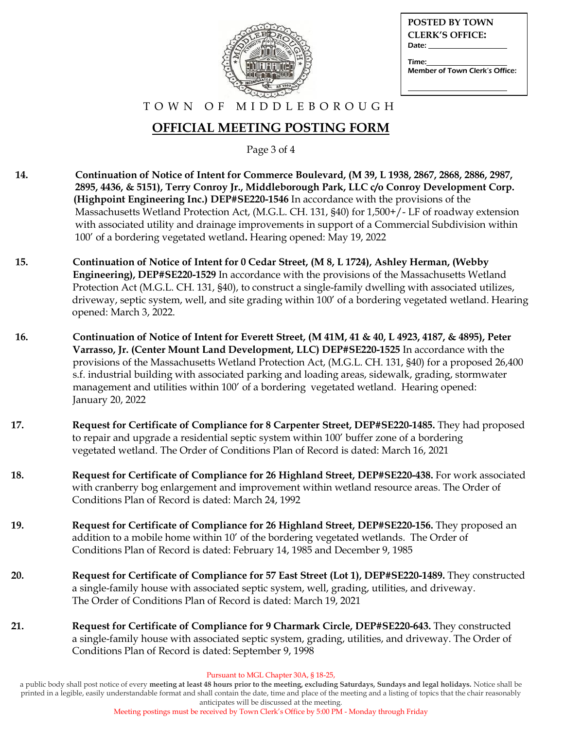POSTED BY TOWN CLERK'S OFFICE:
Date: ____________________

Time: ____________________
Member of Town Clerk's Office:

____________________

TOWN OF MIDDLEBOROUGH

# OFFICIAL MEETING POSTING FORM

14. **Continuation of Notice of Intent for Commerce Boulevard, (M 39, L 1938, 2867, 2868, 2886, 2987, 2895, 4436, & 5151), Terry Conroy Jr., Middleborough Park, LLC c/o Conroy Development Corp. (Highpoint Engineering Inc.) DEP#SE220-1546** In accordance with the provisions of the Massachusetts Wetland Protection Act, (M.G.L. CH. 131, §40) for 1,500+/- LF of roadway extension with associated utility and drainage improvements in support of a Commercial Subdivision within 100' of a bordering vegetated wetland**.** Hearing opened: May 19, 2022

15. **Continuation of Notice of Intent for 0 Cedar Street, (M 8, L 1724), Ashley Herman, (Webby Engineering), DEP#SE220-1529** In accordance with the provisions of the Massachusetts Wetland Protection Act (M.G.L. CH. 131, §40), to construct a single-family dwelling with associated utilizes, driveway, septic system, well, and site grading within 100' of a bordering vegetated wetland. Hearing opened: March 3, 2022.

16. **Continuation of Notice of Intent for Everett Street, (M 41M, 41 & 40, L 4923, 4187, & 4895), Peter Varrasso, Jr. (Center Mount Land Development, LLC) DEP#SE220-1525** In accordance with the provisions of the Massachusetts Wetland Protection Act, (M.G.L. CH. 131, §40) for a proposed 26,400 s.f. industrial building with associated parking and loading areas, sidewalk, grading, stormwater management and utilities within 100' of a bordering vegetated wetland. Hearing opened: January 20, 2022

17. **Request for Certificate of Compliance for 8 Carpenter Street, DEP#SE220-1485.** They had proposed to repair and upgrade a residential septic system within 100' buffer zone of a bordering vegetated wetland. The Order of Conditions Plan of Record is dated: March 16, 2021

18. **Request for Certificate of Compliance for 26 Highland Street, DEP#SE220-438.** For work associated with cranberry bog enlargement and improvement within wetland resource areas. The Order of Conditions Plan of Record is dated: March 24, 1992

19. **Request for Certificate of Compliance for 26 Highland Street, DEP#SE220-156.** They proposed an addition to a mobile home within 10' of the bordering vegetated wetlands. The Order of Conditions Plan of Record is dated: February 14, 1985 and December 9, 1985

20. **Request for Certificate of Compliance for 57 East Street (Lot 1), DEP#SE220-1489.** They constructed a single-family house with associated septic system, well, grading, utilities, and driveway. The Order of Conditions Plan of Record is dated: March 19, 2021

21. **Request for Certificate of Compliance for 9 Charmark Circle, DEP#SE220-643.** They constructed a single-family house with associated septic system, grading, utilities, and driveway. The Order of Conditions Plan of Record is dated: September 9, 1998

Pursuant to MGL Chapter 30A, § 18-25,
a public body shall post notice of every **meeting at least 48 hours prior to the meeting, excluding Saturdays, Sundays and legal holidays.** Notice shall be printed in a legible, easily understandable format and shall contain the date, time and place of the meeting and a listing of topics that the chair reasonably anticipates will be discussed at the meeting.
Meeting postings must be received by Town Clerk's Office by 5:00 PM - Monday through Friday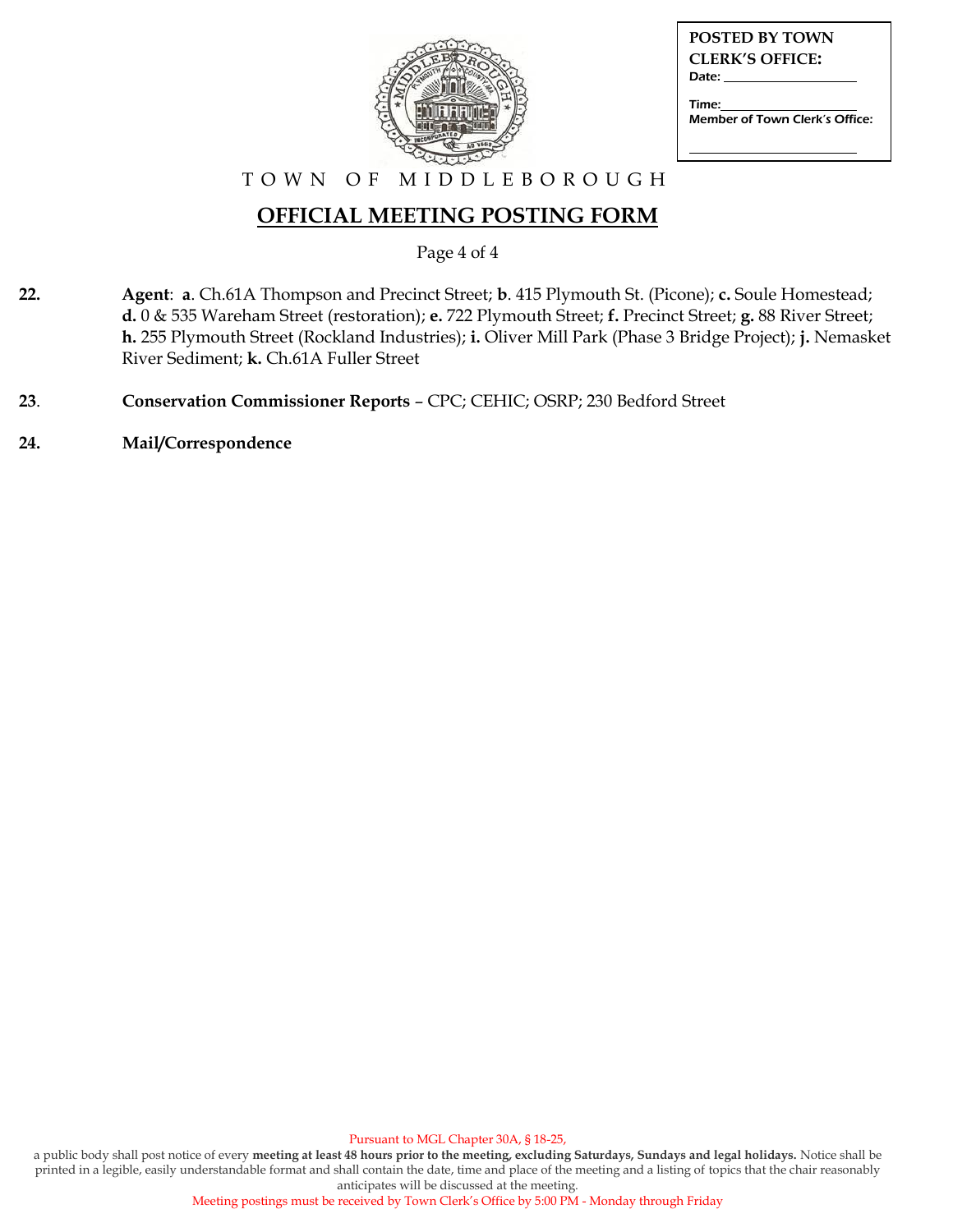**POSTED BY TOWN CLERK'S OFFICE:**
Date: ____________
Time: ____________
Member of Town Clerk's Office:
____________

TOWN OF MIDDLEBOROUGH

# OFFICIAL MEETING POSTING FORM

**22.** **Agent**: **a**. Ch.61A Thompson and Precinct Street; **b**. 415 Plymouth St. (Picone); **c.** Soule Homestead; **d.** 0 & 535 Wareham Street (restoration); **e.** 722 Plymouth Street; **f.** Precinct Street; **g.** 88 River Street; **h.** 255 Plymouth Street (Rockland Industries); **i.** Oliver Mill Park (Phase 3 Bridge Project); **j.** Nemasket River Sediment; **k.** Ch.61A Fuller Street

**23**. **Conservation Commissioner Reports** – CPC; CEHIC; OSRP; 230 Bedford Street

**24.** **Mail/Correspondence**

Pursuant to MGL Chapter 30A, § 18-25,
a public body shall post notice of every **meeting at least 48 hours prior to the meeting, excluding Saturdays, Sundays and legal holidays.** Notice shall be printed in a legible, easily understandable format and shall contain the date, time and place of the meeting and a listing of topics that the chair reasonably anticipates will be discussed at the meeting.
Meeting postings must be received by Town Clerk's Office by 5:00 PM - Monday through Friday